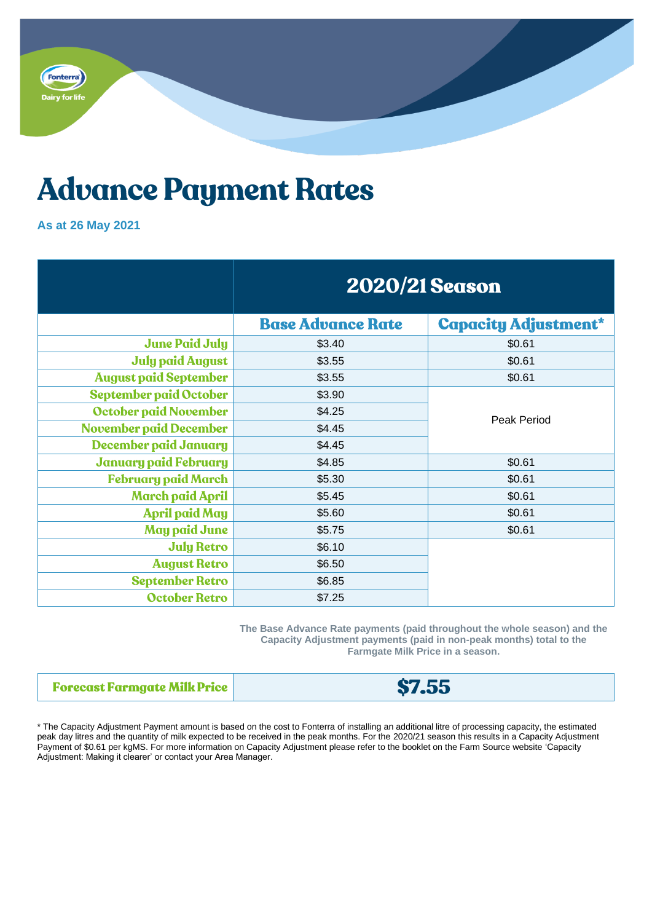# Advance Payment Rates

**As at 26 May 2021**

| | 2020/21 Season | |
|---|---|---|
| | **Base Advance Rate** | **Capacity Adjustment*** |
| **June Paid July** | $3.40 | $0.61 |
| **July paid August** | $3.55 | $0.61 |
| **August paid September** | $3.55 | $0.61 |
| **September paid October** | $3.90 | Peak Period |
| **October paid November** | $4.25 | |
| **November paid December** | $4.45 | |
| **December paid January** | $4.45 | |
| **January paid February** | $4.85 | $0.61 |
| **February paid March** | $5.30 | $0.61 |
| **March paid April** | $5.45 | $0.61 |
| **April paid May** | $5.60 | $0.61 |
| **May paid June** | $5.75 | $0.61 |
| **July Retro** | $6.10 | |
| **August Retro** | $6.50 | |
| **September Retro** | $6.85 | |
| **October Retro** | $7.25 | |

**The Base Advance Rate payments (paid throughout the whole season) and the Capacity Adjustment payments (paid in non-peak months) total to the Farmgate Milk Price in a season.**

| **Forecast Farmgate Milk Price** | **$7.55** |
|---|---|

* The Capacity Adjustment Payment amount is based on the cost to Fonterra of installing an additional litre of processing capacity, the estimated peak day litres and the quantity of milk expected to be received in the peak months. For the 2020/21 season this results in a Capacity Adjustment Payment of $0.61 per kgMS. For more information on Capacity Adjustment please refer to the booklet on the Farm Source website 'Capacity Adjustment: Making it clearer' or contact your Area Manager.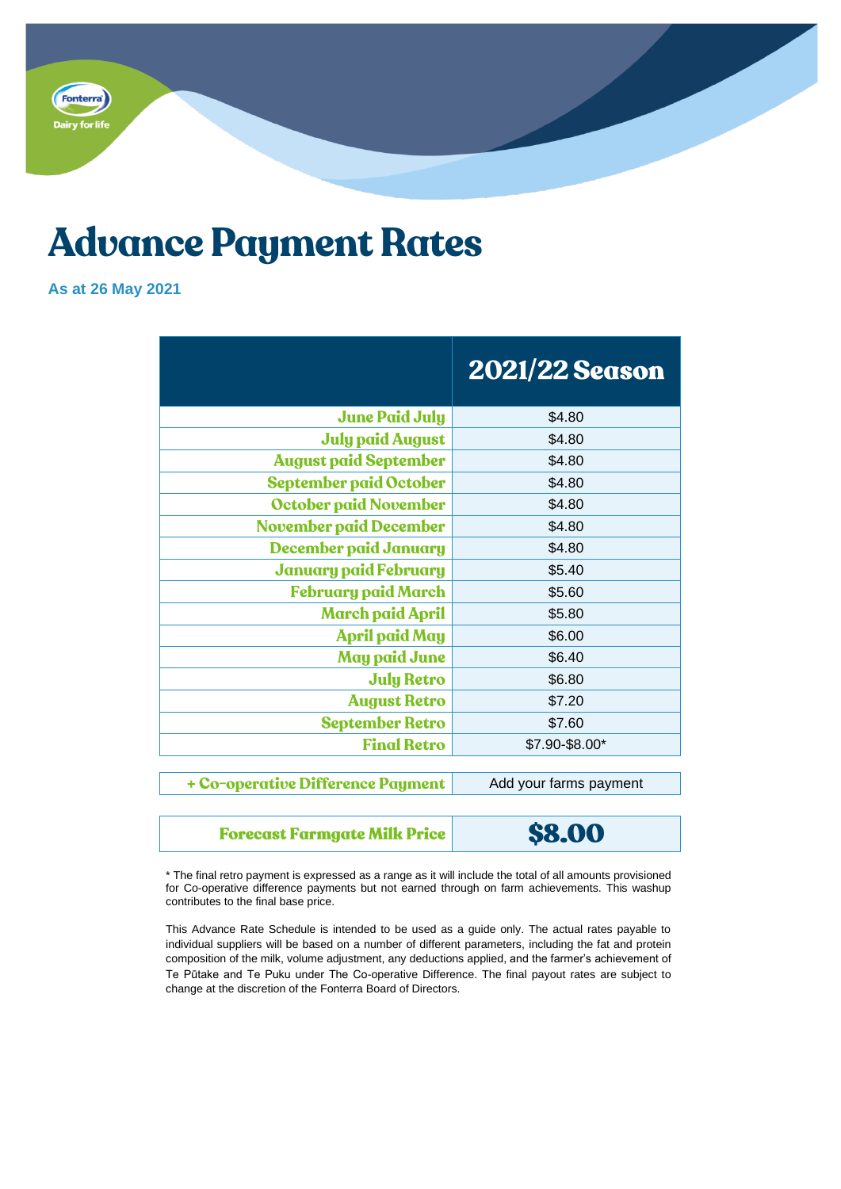# Advance Payment Rates

**As at 26 May 2021**

| | 2021/22 Season |
|---|---|
| June Paid July | $4.80 |
| July paid August | $4.80 |
| August paid September | $4.80 |
| September paid October | $4.80 |
| October paid November | $4.80 |
| November paid December | $4.80 |
| December paid January | $4.80 |
| January paid February | $5.40 |
| February paid March | $5.60 |
| March paid April | $5.80 |
| April paid May | $6.00 |
| May paid June | $6.40 |
| July Retro | $6.80 |
| August Retro | $7.20 |
| September Retro | $7.60 |
| Final Retro | $7.90-$8.00* |

| | |
|---|---|
| + Co-operative Difference Payment | Add your farms payment |

| | |
|---|---|
| Forecast Farmgate Milk Price | **$8.00** |

* The final retro payment is expressed as a range as it will include the total of all amounts provisioned for Co-operative difference payments but not earned through on farm achievements. This washup contributes to the final base price.

This Advance Rate Schedule is intended to be used as a guide only. The actual rates payable to individual suppliers will be based on a number of different parameters, including the fat and protein composition of the milk, volume adjustment, any deductions applied, and the farmer's achievement of Te Pūtake and Te Puku under The Co-operative Difference. The final payout rates are subject to change at the discretion of the Fonterra Board of Directors.